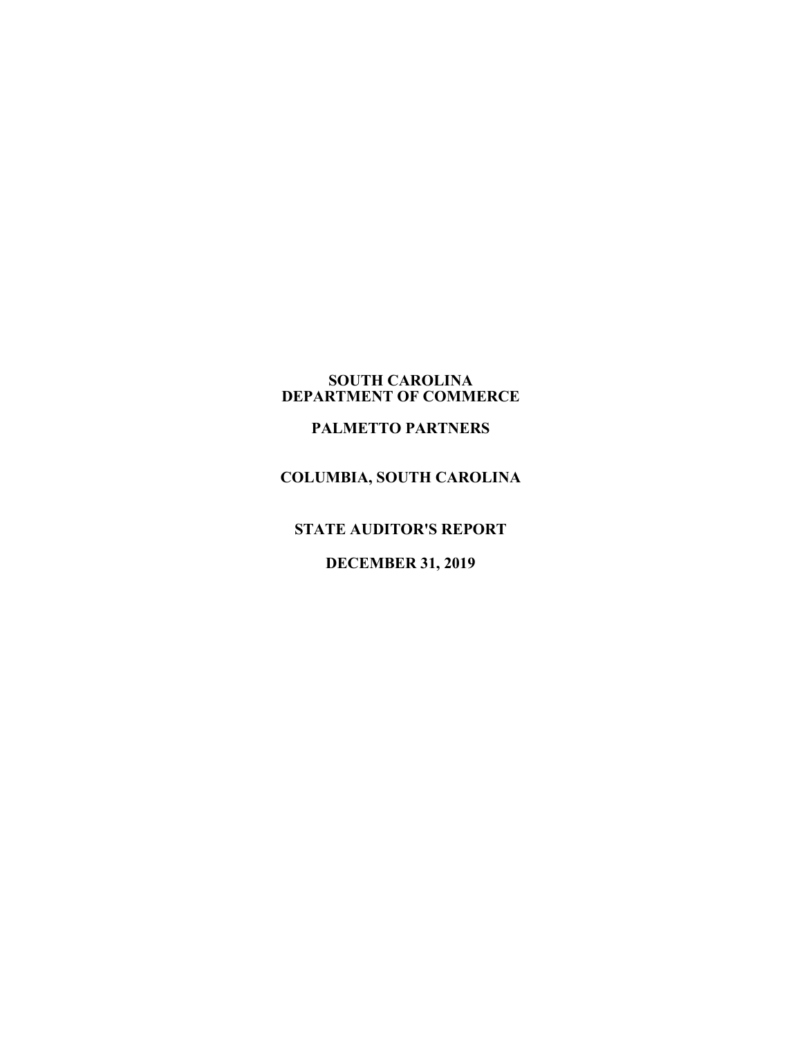# SOUTH CAROLINA DEPARTMENT OF COMMERCE

# PALMETTO PARTNERS

## COLUMBIA, SOUTH CAROLINA

## STATE AUDITOR'S REPORT

## DECEMBER 31, 2019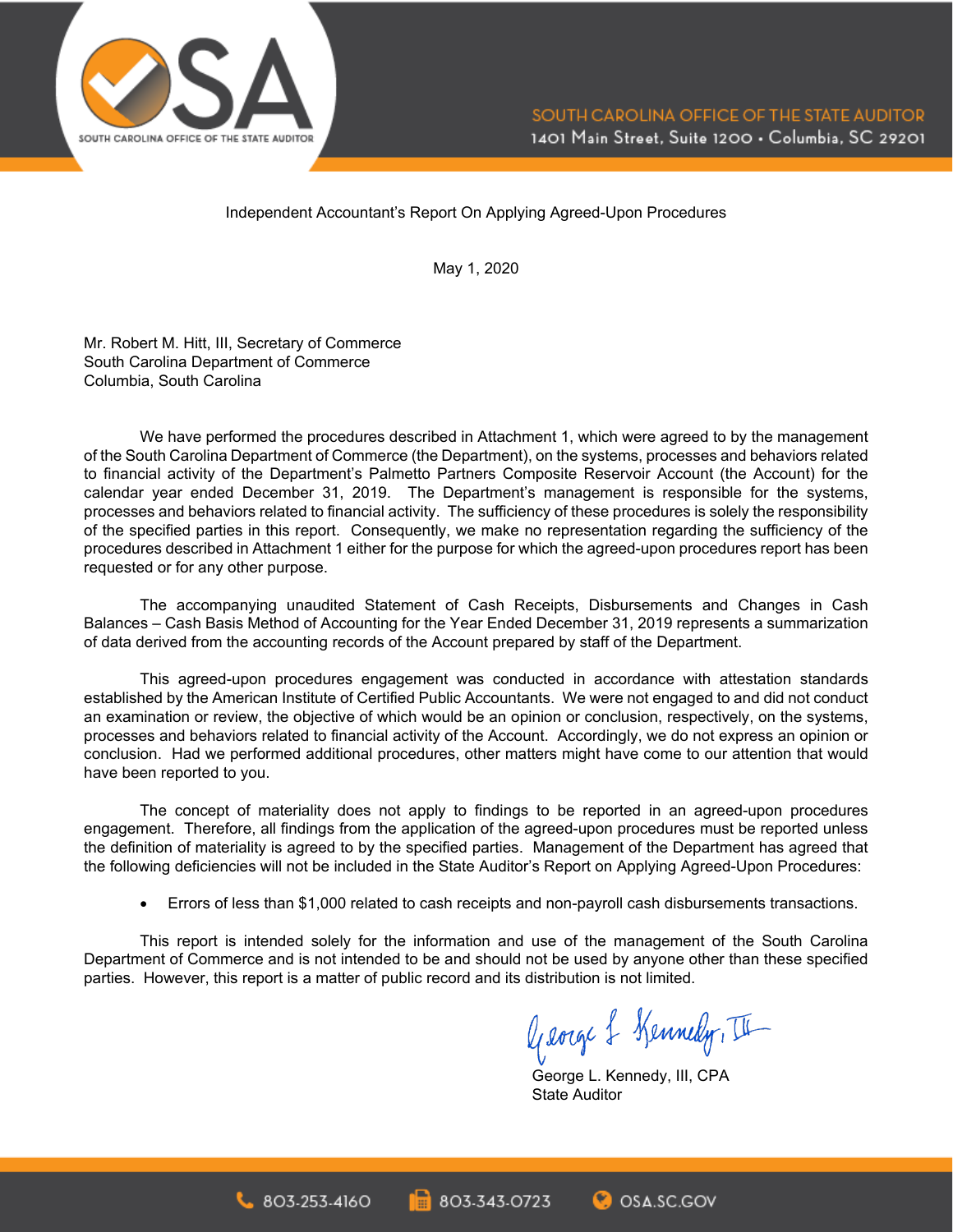Independent Accountant's Report On Applying Agreed-Upon Procedures

May 1, 2020

Mr. Robert M. Hitt, III, Secretary of Commerce
South Carolina Department of Commerce
Columbia, South Carolina

We have performed the procedures described in Attachment 1, which were agreed to by the management of the South Carolina Department of Commerce (the Department), on the systems, processes and behaviors related to financial activity of the Department's Palmetto Partners Composite Reservoir Account (the Account) for the calendar year ended December 31, 2019. The Department's management is responsible for the systems, processes and behaviors related to financial activity. The sufficiency of these procedures is solely the responsibility of the specified parties in this report. Consequently, we make no representation regarding the sufficiency of the procedures described in Attachment 1 either for the purpose for which the agreed-upon procedures report has been requested or for any other purpose.

The accompanying unaudited Statement of Cash Receipts, Disbursements and Changes in Cash Balances – Cash Basis Method of Accounting for the Year Ended December 31, 2019 represents a summarization of data derived from the accounting records of the Account prepared by staff of the Department.

This agreed-upon procedures engagement was conducted in accordance with attestation standards established by the American Institute of Certified Public Accountants. We were not engaged to and did not conduct an examination or review, the objective of which would be an opinion or conclusion, respectively, on the systems, processes and behaviors related to financial activity of the Account. Accordingly, we do not express an opinion or conclusion. Had we performed additional procedures, other matters might have come to our attention that would have been reported to you.

The concept of materiality does not apply to findings to be reported in an agreed-upon procedures engagement. Therefore, all findings from the application of the agreed-upon procedures must be reported unless the definition of materiality is agreed to by the specified parties. Management of the Department has agreed that the following deficiencies will not be included in the State Auditor's Report on Applying Agreed-Upon Procedures:

- Errors of less than $1,000 related to cash receipts and non-payroll cash disbursements transactions.

This report is intended solely for the information and use of the management of the South Carolina Department of Commerce and is not intended to be and should not be used by anyone other than these specified parties. However, this report is a matter of public record and its distribution is not limited.

George L. Kennedy, III, CPA
State Auditor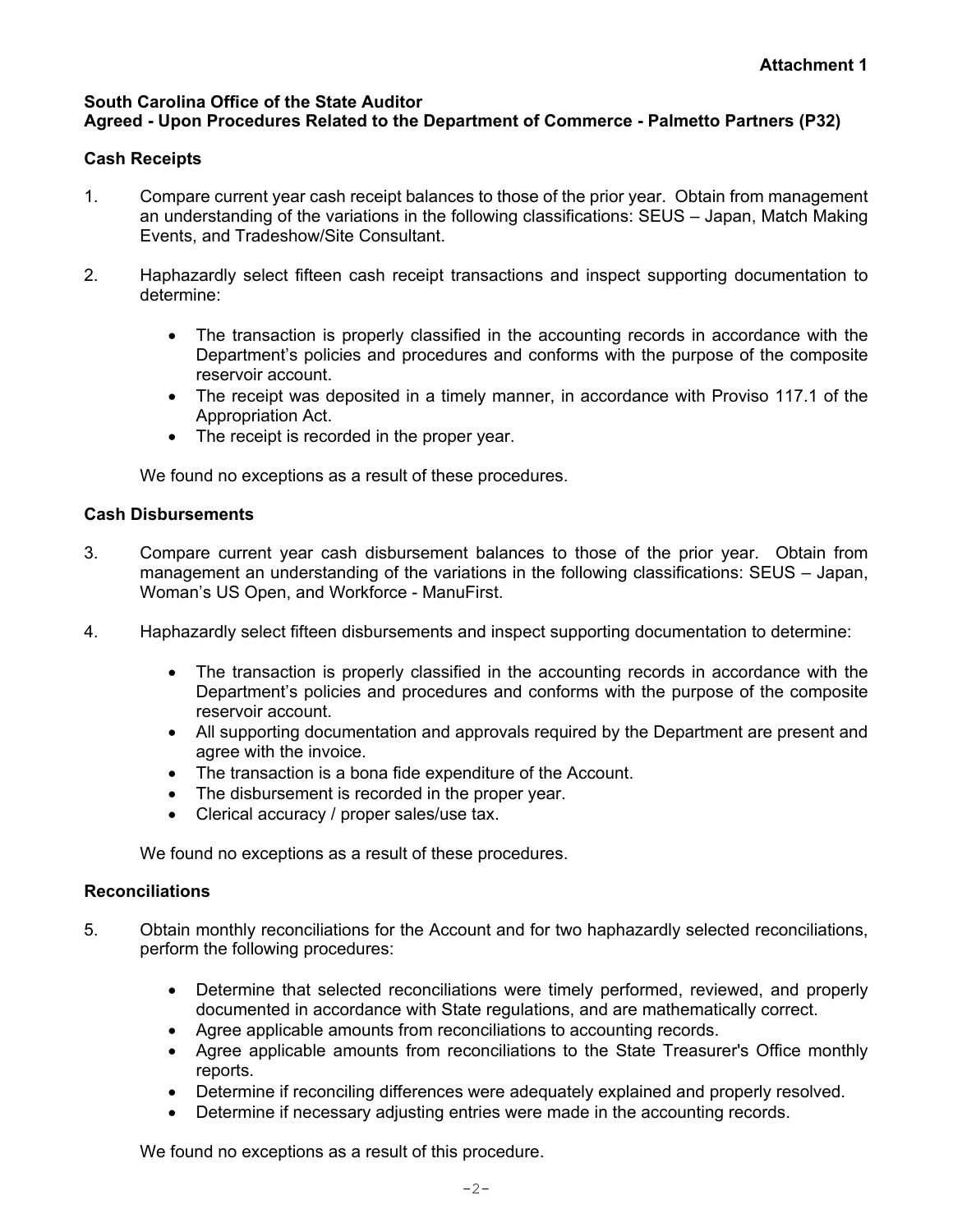**Attachment 1**

**South Carolina Office of the State Auditor**
**Agreed - Upon Procedures Related to the Department of Commerce - Palmetto Partners (P32)**

### Cash Receipts

1. Compare current year cash receipt balances to those of the prior year. Obtain from management an understanding of the variations in the following classifications: SEUS – Japan, Match Making Events, and Tradeshow/Site Consultant.

2. Haphazardly select fifteen cash receipt transactions and inspect supporting documentation to determine:

   - The transaction is properly classified in the accounting records in accordance with the Department's policies and procedures and conforms with the purpose of the composite reservoir account.
   - The receipt was deposited in a timely manner, in accordance with Proviso 117.1 of the Appropriation Act.
   - The receipt is recorded in the proper year.

   We found no exceptions as a result of these procedures.

### Cash Disbursements

3. Compare current year cash disbursement balances to those of the prior year. Obtain from management an understanding of the variations in the following classifications: SEUS – Japan, Woman's US Open, and Workforce - ManuFirst.

4. Haphazardly select fifteen disbursements and inspect supporting documentation to determine:

   - The transaction is properly classified in the accounting records in accordance with the Department's policies and procedures and conforms with the purpose of the composite reservoir account.
   - All supporting documentation and approvals required by the Department are present and agree with the invoice.
   - The transaction is a bona fide expenditure of the Account.
   - The disbursement is recorded in the proper year.
   - Clerical accuracy / proper sales/use tax.

   We found no exceptions as a result of these procedures.

### Reconciliations

5. Obtain monthly reconciliations for the Account and for two haphazardly selected reconciliations, perform the following procedures:

   - Determine that selected reconciliations were timely performed, reviewed, and properly documented in accordance with State regulations, and are mathematically correct.
   - Agree applicable amounts from reconciliations to accounting records.
   - Agree applicable amounts from reconciliations to the State Treasurer's Office monthly reports.
   - Determine if reconciling differences were adequately explained and properly resolved.
   - Determine if necessary adjusting entries were made in the accounting records.

   We found no exceptions as a result of this procedure.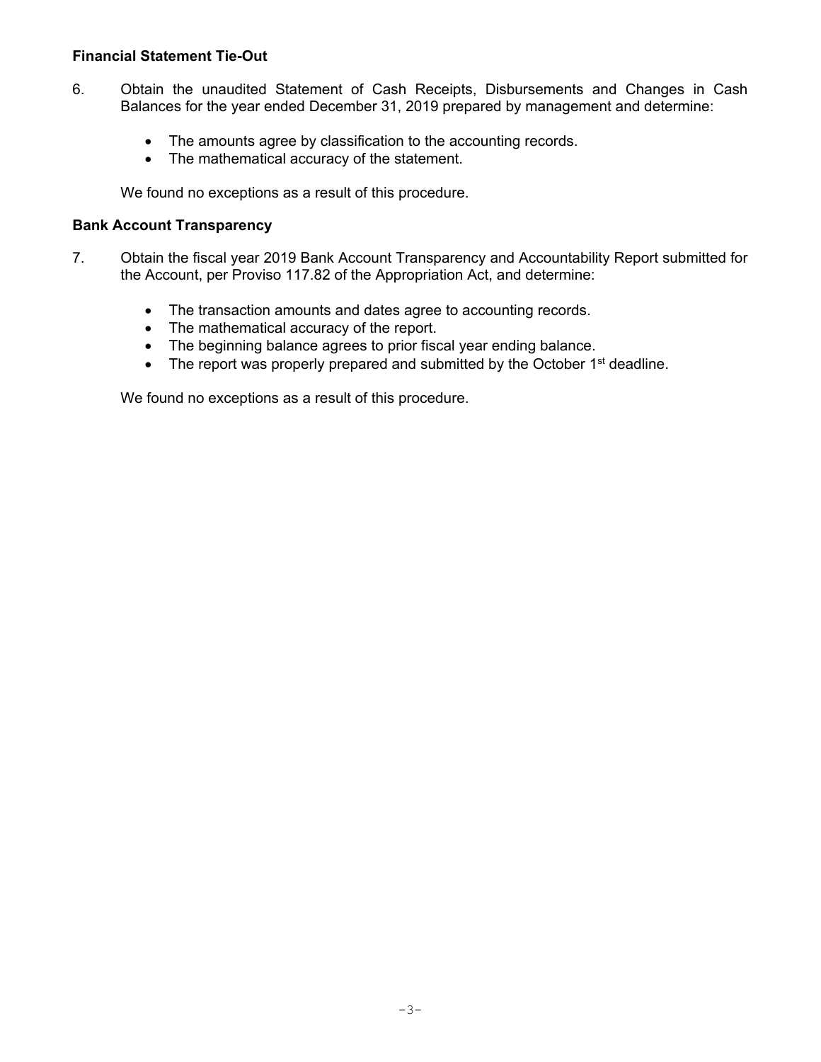**Financial Statement Tie-Out**

6. Obtain the unaudited Statement of Cash Receipts, Disbursements and Changes in Cash Balances for the year ended December 31, 2019 prepared by management and determine:

   - The amounts agree by classification to the accounting records.
   - The mathematical accuracy of the statement.

   We found no exceptions as a result of this procedure.

**Bank Account Transparency**

7. Obtain the fiscal year 2019 Bank Account Transparency and Accountability Report submitted for the Account, per Proviso 117.82 of the Appropriation Act, and determine:

   - The transaction amounts and dates agree to accounting records.
   - The mathematical accuracy of the report.
   - The beginning balance agrees to prior fiscal year ending balance.
   - The report was properly prepared and submitted by the October 1st deadline.

   We found no exceptions as a result of this procedure.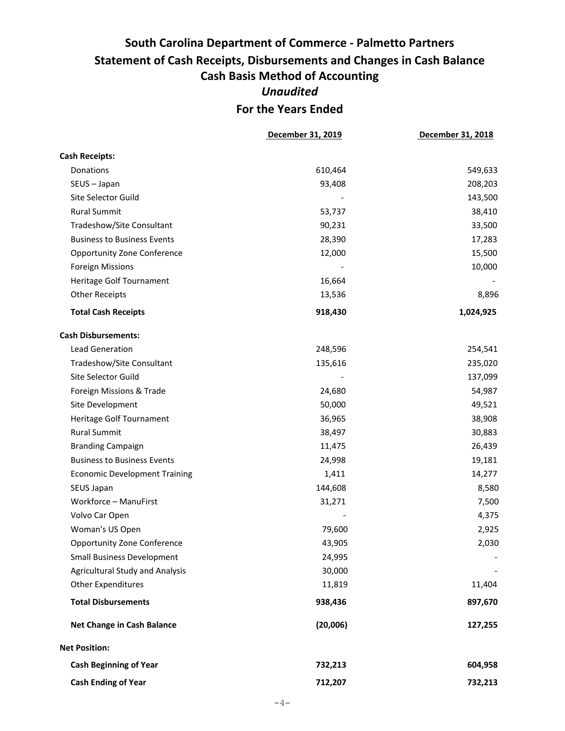# South Carolina Department of Commerce - Palmetto Partners

## Statement of Cash Receipts, Disbursements and Changes in Cash Balance

## Cash Basis Method of Accounting

## *Unaudited*

## For the Years Ended

| | December 31, 2019 | December 31, 2018 |
|---|---|---|
| **Cash Receipts:** | | |
| Donations | 610,464 | 549,633 |
| SEUS – Japan | 93,408 | 208,203 |
| Site Selector Guild | - | 143,500 |
| Rural Summit | 53,737 | 38,410 |
| Tradeshow/Site Consultant | 90,231 | 33,500 |
| Business to Business Events | 28,390 | 17,283 |
| Opportunity Zone Conference | 12,000 | 15,500 |
| Foreign Missions | - | 10,000 |
| Heritage Golf Tournament | 16,664 | - |
| Other Receipts | 13,536 | 8,896 |
| **Total Cash Receipts** | **918,430** | **1,024,925** |
| **Cash Disbursements:** | | |
| Lead Generation | 248,596 | 254,541 |
| Tradeshow/Site Consultant | 135,616 | 235,020 |
| Site Selector Guild | - | 137,099 |
| Foreign Missions & Trade | 24,680 | 54,987 |
| Site Development | 50,000 | 49,521 |
| Heritage Golf Tournament | 36,965 | 38,908 |
| Rural Summit | 38,497 | 30,883 |
| Branding Campaign | 11,475 | 26,439 |
| Business to Business Events | 24,998 | 19,181 |
| Economic Development Training | 1,411 | 14,277 |
| SEUS Japan | 144,608 | 8,580 |
| Workforce – ManuFirst | 31,271 | 7,500 |
| Volvo Car Open | - | 4,375 |
| Woman's US Open | 79,600 | 2,925 |
| Opportunity Zone Conference | 43,905 | 2,030 |
| Small Business Development | 24,995 | - |
| Agricultural Study and Analysis | 30,000 | - |
| Other Expenditures | 11,819 | 11,404 |
| **Total Disbursements** | **938,436** | **897,670** |
| **Net Change in Cash Balance** | **(20,006)** | **127,255** |
| **Net Position:** | | |
| **Cash Beginning of Year** | **732,213** | **604,958** |
| **Cash Ending of Year** | **712,207** | **732,213** |